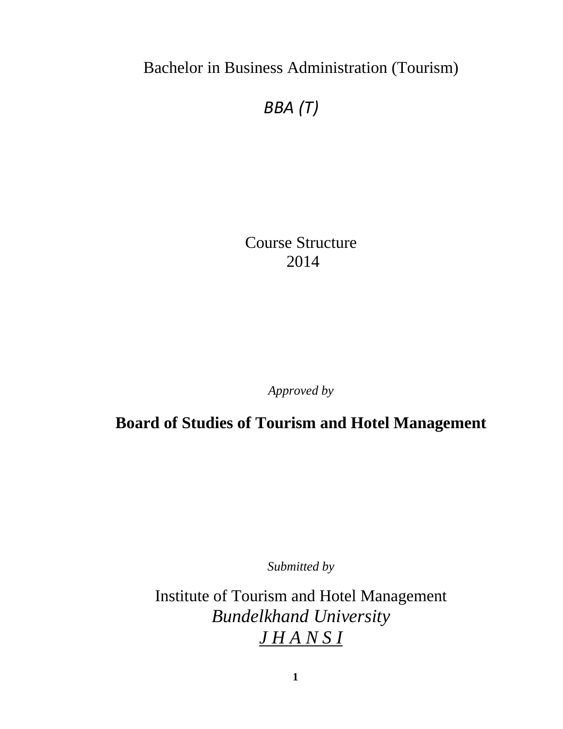# Bachelor in Business Administration (Tourism)

## *BBA (T)*

Course Structure
2014

*Approved by*

**Board of Studies of Tourism and Hotel Management**

*Submitted by*

Institute of Tourism and Hotel Management
*Bundelkhand University*
*J H A N S I*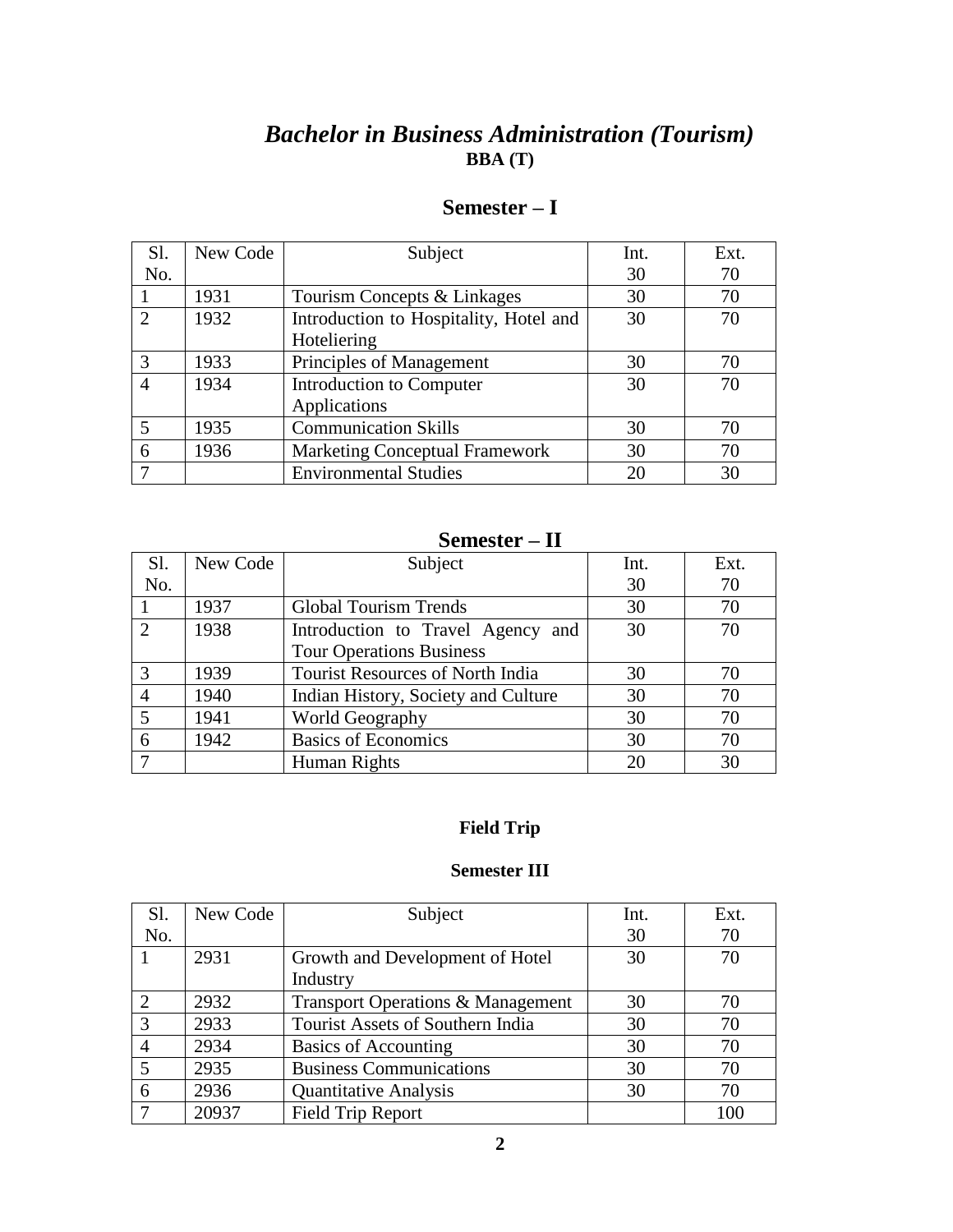# *Bachelor in Business Administration (Tourism)*

**BBA (T)**

## Semester – I

| Sl. No. | New Code | Subject | Int. 30 | Ext. 70 |
|---|---|---|---|---|
| 1 | 1931 | Tourism Concepts & Linkages | 30 | 70 |
| 2 | 1932 | Introduction to Hospitality, Hotel and Hoteliering | 30 | 70 |
| 3 | 1933 | Principles of Management | 30 | 70 |
| 4 | 1934 | Introduction to Computer Applications | 30 | 70 |
| 5 | 1935 | Communication Skills | 30 | 70 |
| 6 | 1936 | Marketing Conceptual Framework | 30 | 70 |
| 7 | | Environmental Studies | 20 | 30 |

## Semester – II

| Sl. No. | New Code | Subject | Int. 30 | Ext. 70 |
|---|---|---|---|---|
| 1 | 1937 | Global Tourism Trends | 30 | 70 |
| 2 | 1938 | Introduction to Travel Agency and Tour Operations Business | 30 | 70 |
| 3 | 1939 | Tourist Resources of North India | 30 | 70 |
| 4 | 1940 | Indian History, Society and Culture | 30 | 70 |
| 5 | 1941 | World Geography | 30 | 70 |
| 6 | 1942 | Basics of Economics | 30 | 70 |
| 7 | | Human Rights | 20 | 30 |

**Field Trip**

**Semester III**

| Sl. No. | New Code | Subject | Int. 30 | Ext. 70 |
|---|---|---|---|---|
| 1 | 2931 | Growth and Development of Hotel Industry | 30 | 70 |
| 2 | 2932 | Transport Operations & Management | 30 | 70 |
| 3 | 2933 | Tourist Assets of Southern India | 30 | 70 |
| 4 | 2934 | Basics of Accounting | 30 | 70 |
| 5 | 2935 | Business Communications | 30 | 70 |
| 6 | 2936 | Quantitative Analysis | 30 | 70 |
| 7 | 20937 | Field Trip Report | | 100 |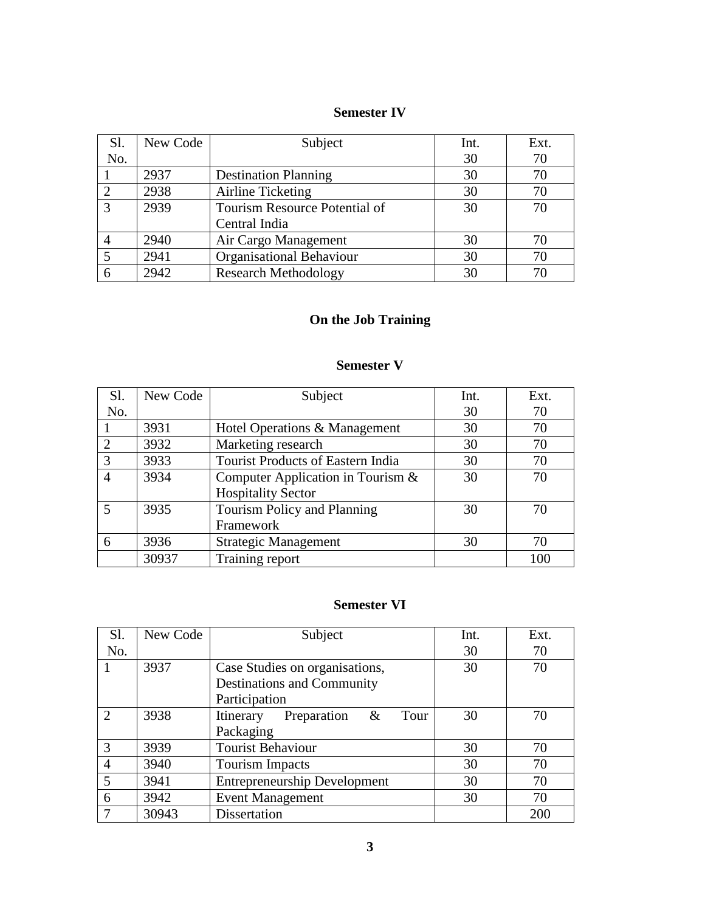### Semester IV

| Sl. No. | New Code | Subject | Int. 30 | Ext. 70 |
|---|---|---|---|---|
| 1 | 2937 | Destination Planning | 30 | 70 |
| 2 | 2938 | Airline Ticketing | 30 | 70 |
| 3 | 2939 | Tourism Resource Potential of Central India | 30 | 70 |
| 4 | 2940 | Air Cargo Management | 30 | 70 |
| 5 | 2941 | Organisational Behaviour | 30 | 70 |
| 6 | 2942 | Research Methodology | 30 | 70 |

### On the Job Training

### Semester V

| Sl. No. | New Code | Subject | Int. 30 | Ext. 70 |
|---|---|---|---|---|
| 1 | 3931 | Hotel Operations & Management | 30 | 70 |
| 2 | 3932 | Marketing research | 30 | 70 |
| 3 | 3933 | Tourist Products of Eastern India | 30 | 70 |
| 4 | 3934 | Computer Application in Tourism & Hospitality Sector | 30 | 70 |
| 5 | 3935 | Tourism Policy and Planning Framework | 30 | 70 |
| 6 | 3936 | Strategic Management | 30 | 70 |
| | 30937 | Training report | | 100 |

### Semester VI

| Sl. No. | New Code | Subject | Int. 30 | Ext. 70 |
|---|---|---|---|---|
| 1 | 3937 | Case Studies on organisations, Destinations and Community Participation | 30 | 70 |
| 2 | 3938 | Itinerary Preparation & Tour Packaging | 30 | 70 |
| 3 | 3939 | Tourist Behaviour | 30 | 70 |
| 4 | 3940 | Tourism Impacts | 30 | 70 |
| 5 | 3941 | Entrepreneurship Development | 30 | 70 |
| 6 | 3942 | Event Management | 30 | 70 |
| 7 | 30943 | Dissertation | | 200 |